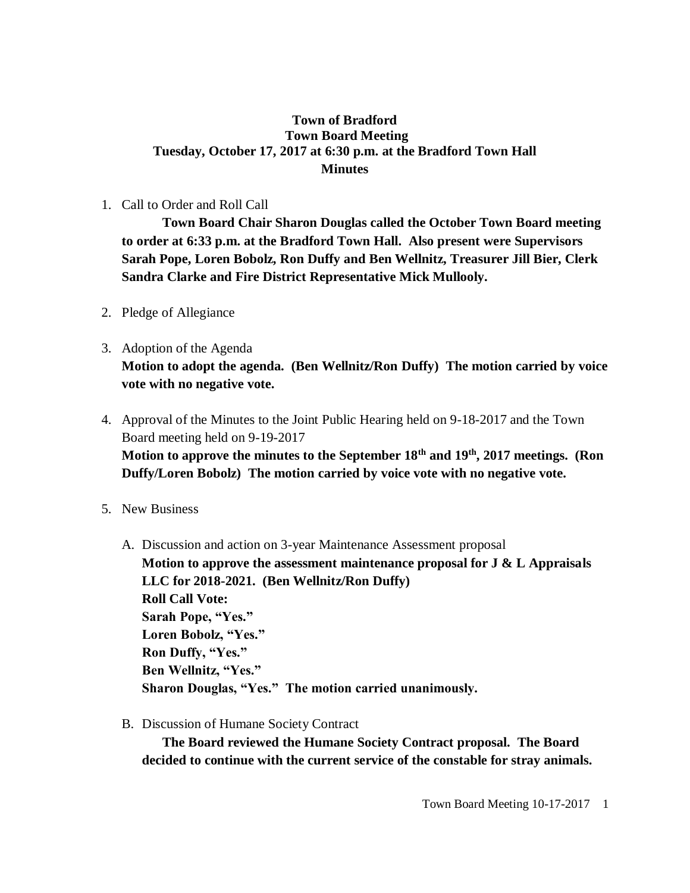**Town of Bradford**
**Town Board Meeting**
**Tuesday, October 17, 2017 at 6:30 p.m. at the Bradford Town Hall**
**Minutes**

1. Call to Order and Roll Call

   **Town Board Chair Sharon Douglas called the October Town Board meeting to order at 6:33 p.m. at the Bradford Town Hall. Also present were Supervisors Sarah Pope, Loren Bobolz, Ron Duffy and Ben Wellnitz, Treasurer Jill Bier, Clerk Sandra Clarke and Fire District Representative Mick Mullooly.**

2. Pledge of Allegiance

3. Adoption of the Agenda

   **Motion to adopt the agenda. (Ben Wellnitz/Ron Duffy) The motion carried by voice vote with no negative vote.**

4. Approval of the Minutes to the Joint Public Hearing held on 9-18-2017 and the Town Board meeting held on 9-19-2017

   **Motion to approve the minutes to the September 18th and 19th, 2017 meetings. (Ron Duffy/Loren Bobolz) The motion carried by voice vote with no negative vote.**

5. New Business

   A. Discussion and action on 3-year Maintenance Assessment proposal

      **Motion to approve the assessment maintenance proposal for J & L Appraisals LLC for 2018-2021. (Ben Wellnitz/Ron Duffy)**
      **Roll Call Vote:**
      **Sarah Pope, "Yes."**
      **Loren Bobolz, "Yes."**
      **Ron Duffy, "Yes."**
      **Ben Wellnitz, "Yes."**
      **Sharon Douglas, "Yes." The motion carried unanimously.**

   B. Discussion of Humane Society Contract

      **The Board reviewed the Humane Society Contract proposal. The Board decided to continue with the current service of the constable for stray animals.**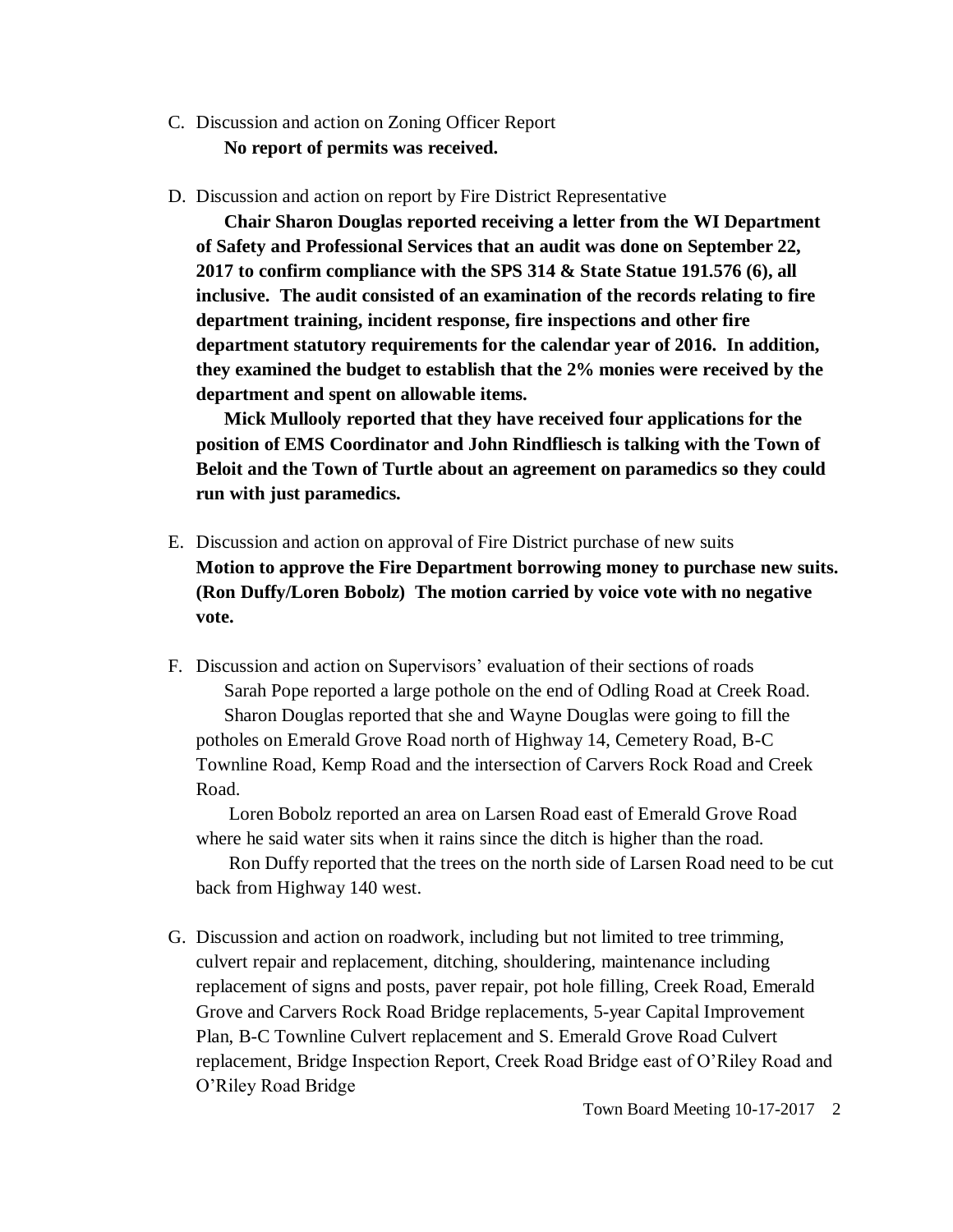C. Discussion and action on Zoning Officer Report

   **No report of permits was received.**

D. Discussion and action on report by Fire District Representative

   **Chair Sharon Douglas reported receiving a letter from the WI Department of Safety and Professional Services that an audit was done on September 22, 2017 to confirm compliance with the SPS 314 & State Statue 191.576 (6), all inclusive. The audit consisted of an examination of the records relating to fire department training, incident response, fire inspections and other fire department statutory requirements for the calendar year of 2016. In addition, they examined the budget to establish that the 2% monies were received by the department and spent on allowable items.**

   **Mick Mullooly reported that they have received four applications for the position of EMS Coordinator and John Rindfliesch is talking with the Town of Beloit and the Town of Turtle about an agreement on paramedics so they could run with just paramedics.**

E. Discussion and action on approval of Fire District purchase of new suits

   **Motion to approve the Fire Department borrowing money to purchase new suits. (Ron Duffy/Loren Bobolz) The motion carried by voice vote with no negative vote.**

F. Discussion and action on Supervisors' evaluation of their sections of roads

   Sarah Pope reported a large pothole on the end of Odling Road at Creek Road.

   Sharon Douglas reported that she and Wayne Douglas were going to fill the potholes on Emerald Grove Road north of Highway 14, Cemetery Road, B-C Townline Road, Kemp Road and the intersection of Carvers Rock Road and Creek Road.

   Loren Bobolz reported an area on Larsen Road east of Emerald Grove Road where he said water sits when it rains since the ditch is higher than the road.

   Ron Duffy reported that the trees on the north side of Larsen Road need to be cut back from Highway 140 west.

G. Discussion and action on roadwork, including but not limited to tree trimming, culvert repair and replacement, ditching, shouldering, maintenance including replacement of signs and posts, paver repair, pot hole filling, Creek Road, Emerald Grove and Carvers Rock Road Bridge replacements, 5-year Capital Improvement Plan, B-C Townline Culvert replacement and S. Emerald Grove Road Culvert replacement, Bridge Inspection Report, Creek Road Bridge east of O'Riley Road and O'Riley Road Bridge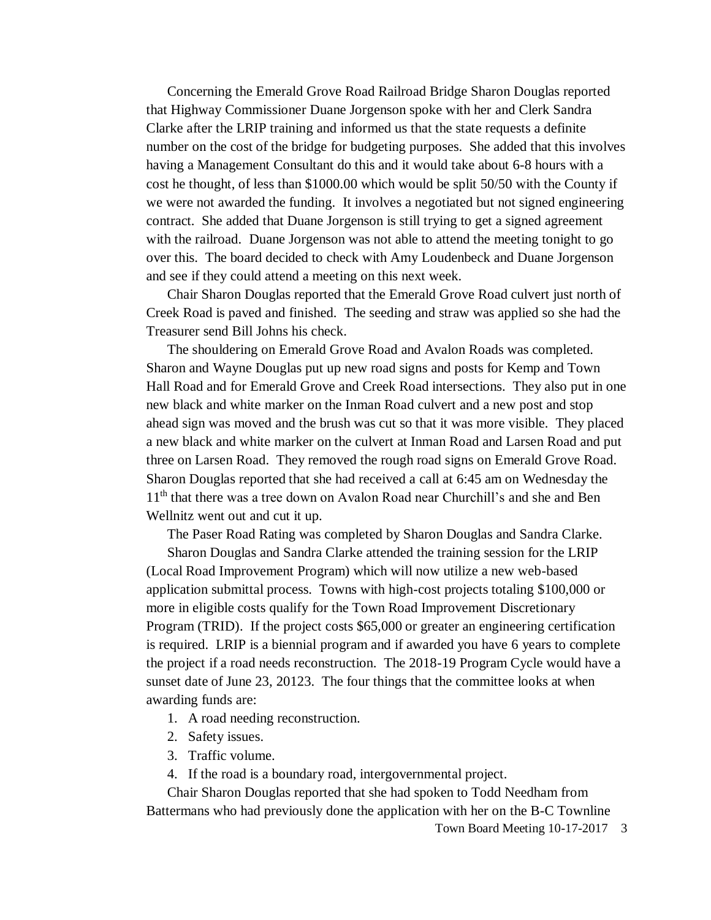Concerning the Emerald Grove Road Railroad Bridge Sharon Douglas reported that Highway Commissioner Duane Jorgenson spoke with her and Clerk Sandra Clarke after the LRIP training and informed us that the state requests a definite number on the cost of the bridge for budgeting purposes. She added that this involves having a Management Consultant do this and it would take about 6-8 hours with a cost he thought, of less than $1000.00 which would be split 50/50 with the County if we were not awarded the funding. It involves a negotiated but not signed engineering contract. She added that Duane Jorgenson is still trying to get a signed agreement with the railroad. Duane Jorgenson was not able to attend the meeting tonight to go over this. The board decided to check with Amy Loudenbeck and Duane Jorgenson and see if they could attend a meeting on this next week.

Chair Sharon Douglas reported that the Emerald Grove Road culvert just north of Creek Road is paved and finished. The seeding and straw was applied so she had the Treasurer send Bill Johns his check.

The shouldering on Emerald Grove Road and Avalon Roads was completed. Sharon and Wayne Douglas put up new road signs and posts for Kemp and Town Hall Road and for Emerald Grove and Creek Road intersections. They also put in one new black and white marker on the Inman Road culvert and a new post and stop ahead sign was moved and the brush was cut so that it was more visible. They placed a new black and white marker on the culvert at Inman Road and Larsen Road and put three on Larsen Road. They removed the rough road signs on Emerald Grove Road. Sharon Douglas reported that she had received a call at 6:45 am on Wednesday the 11th that there was a tree down on Avalon Road near Churchill's and she and Ben Wellnitz went out and cut it up.

The Paser Road Rating was completed by Sharon Douglas and Sandra Clarke.

Sharon Douglas and Sandra Clarke attended the training session for the LRIP (Local Road Improvement Program) which will now utilize a new web-based application submittal process. Towns with high-cost projects totaling $100,000 or more in eligible costs qualify for the Town Road Improvement Discretionary Program (TRID). If the project costs $65,000 or greater an engineering certification is required. LRIP is a biennial program and if awarded you have 6 years to complete the project if a road needs reconstruction. The 2018-19 Program Cycle would have a sunset date of June 23, 20123. The four things that the committee looks at when awarding funds are:

1. A road needing reconstruction.
2. Safety issues.
3. Traffic volume.
4. If the road is a boundary road, intergovernmental project.

Chair Sharon Douglas reported that she had spoken to Todd Needham from Battermans who had previously done the application with her on the B-C Townline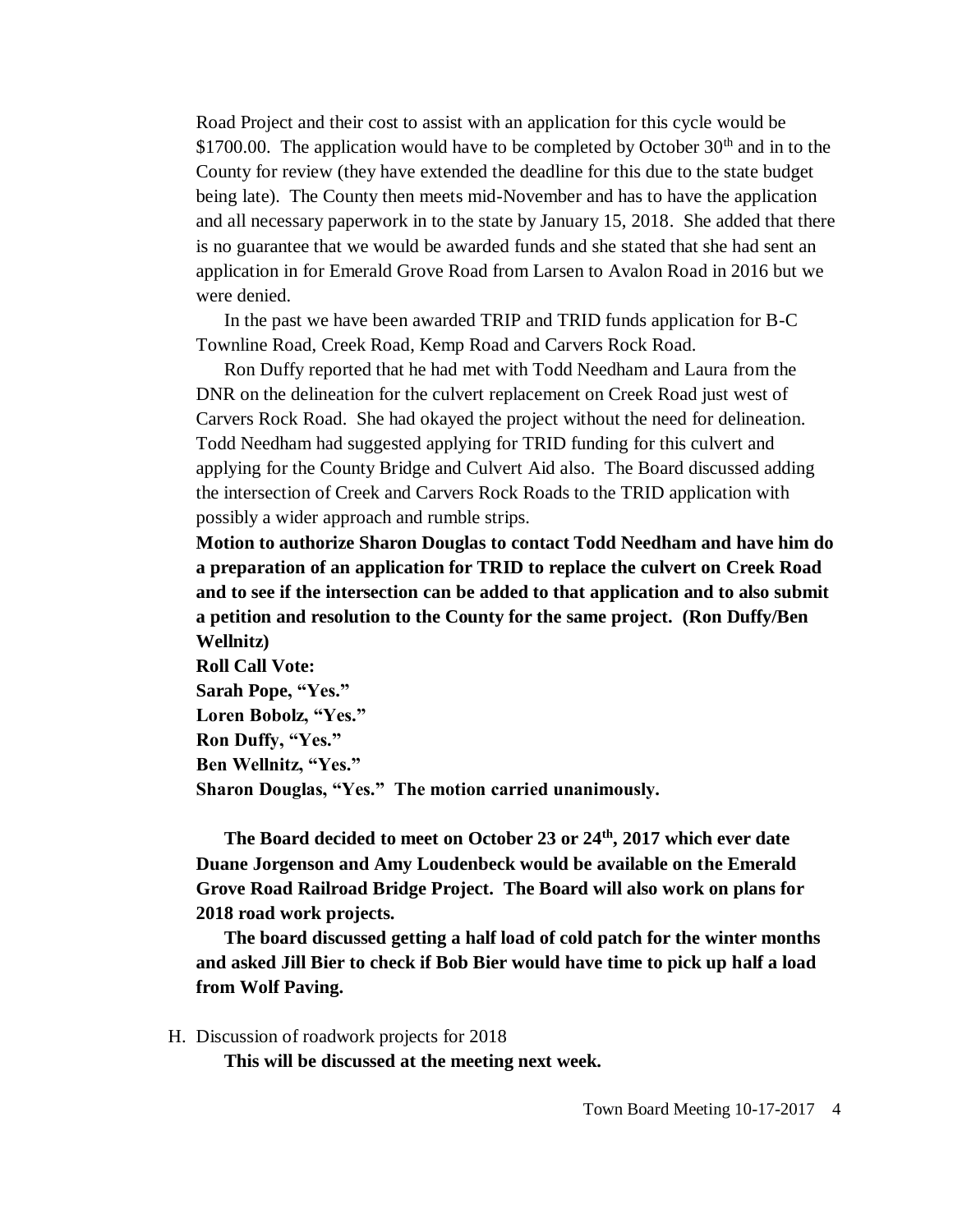Road Project and their cost to assist with an application for this cycle would be $1700.00. The application would have to be completed by October 30th and in to the County for review (they have extended the deadline for this due to the state budget being late). The County then meets mid-November and has to have the application and all necessary paperwork in to the state by January 15, 2018. She added that there is no guarantee that we would be awarded funds and she stated that she had sent an application in for Emerald Grove Road from Larsen to Avalon Road in 2016 but we were denied.

In the past we have been awarded TRIP and TRID funds application for B-C Townline Road, Creek Road, Kemp Road and Carvers Rock Road.

Ron Duffy reported that he had met with Todd Needham and Laura from the DNR on the delineation for the culvert replacement on Creek Road just west of Carvers Rock Road. She had okayed the project without the need for delineation. Todd Needham had suggested applying for TRID funding for this culvert and applying for the County Bridge and Culvert Aid also. The Board discussed adding the intersection of Creek and Carvers Rock Roads to the TRID application with possibly a wider approach and rumble strips.

**Motion to authorize Sharon Douglas to contact Todd Needham and have him do a preparation of an application for TRID to replace the culvert on Creek Road and to see if the intersection can be added to that application and to also submit a petition and resolution to the County for the same project. (Ron Duffy/Ben Wellnitz)**

**Roll Call Vote:**
**Sarah Pope, "Yes."**
**Loren Bobolz, "Yes."**
**Ron Duffy, "Yes."**
**Ben Wellnitz, "Yes."**
**Sharon Douglas, "Yes." The motion carried unanimously.**

**The Board decided to meet on October 23 or 24th, 2017 which ever date Duane Jorgenson and Amy Loudenbeck would be available on the Emerald Grove Road Railroad Bridge Project. The Board will also work on plans for 2018 road work projects.**

**The board discussed getting a half load of cold patch for the winter months and asked Jill Bier to check if Bob Bier would have time to pick up half a load from Wolf Paving.**

H. Discussion of roadwork projects for 2018

**This will be discussed at the meeting next week.**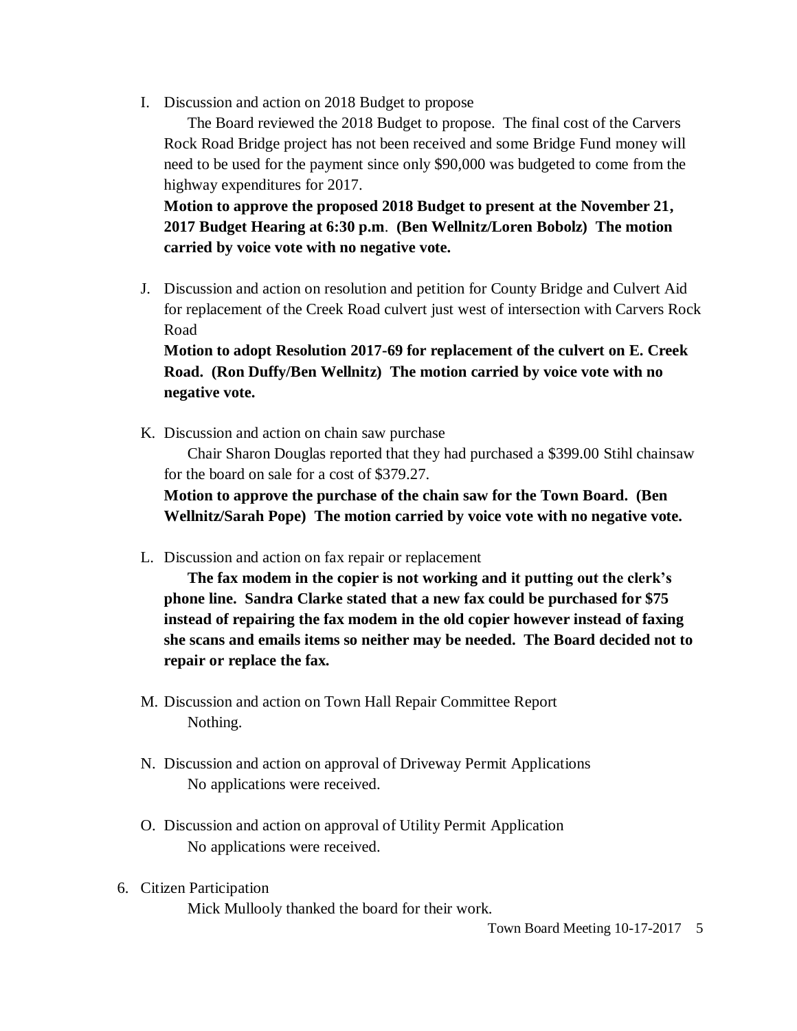I. Discussion and action on 2018 Budget to propose

   The Board reviewed the 2018 Budget to propose. The final cost of the Carvers Rock Road Bridge project has not been received and some Bridge Fund money will need to be used for the payment since only $90,000 was budgeted to come from the highway expenditures for 2017.

   **Motion to approve the proposed 2018 Budget to present at the November 21, 2017 Budget Hearing at 6:30 p.m. (Ben Wellnitz/Loren Bobolz) The motion carried by voice vote with no negative vote.**

J. Discussion and action on resolution and petition for County Bridge and Culvert Aid for replacement of the Creek Road culvert just west of intersection with Carvers Rock Road

   **Motion to adopt Resolution 2017-69 for replacement of the culvert on E. Creek Road. (Ron Duffy/Ben Wellnitz) The motion carried by voice vote with no negative vote.**

K. Discussion and action on chain saw purchase

   Chair Sharon Douglas reported that they had purchased a $399.00 Stihl chainsaw for the board on sale for a cost of $379.27.

   **Motion to approve the purchase of the chain saw for the Town Board. (Ben Wellnitz/Sarah Pope) The motion carried by voice vote with no negative vote.**

L. Discussion and action on fax repair or replacement

   **The fax modem in the copier is not working and it putting out the clerk's phone line. Sandra Clarke stated that a new fax could be purchased for $75 instead of repairing the fax modem in the old copier however instead of faxing she scans and emails items so neither may be needed. The Board decided not to repair or replace the fax.**

M. Discussion and action on Town Hall Repair Committee Report

   Nothing.

N. Discussion and action on approval of Driveway Permit Applications

   No applications were received.

O. Discussion and action on approval of Utility Permit Application

   No applications were received.

6. Citizen Participation

   Mick Mullooly thanked the board for their work.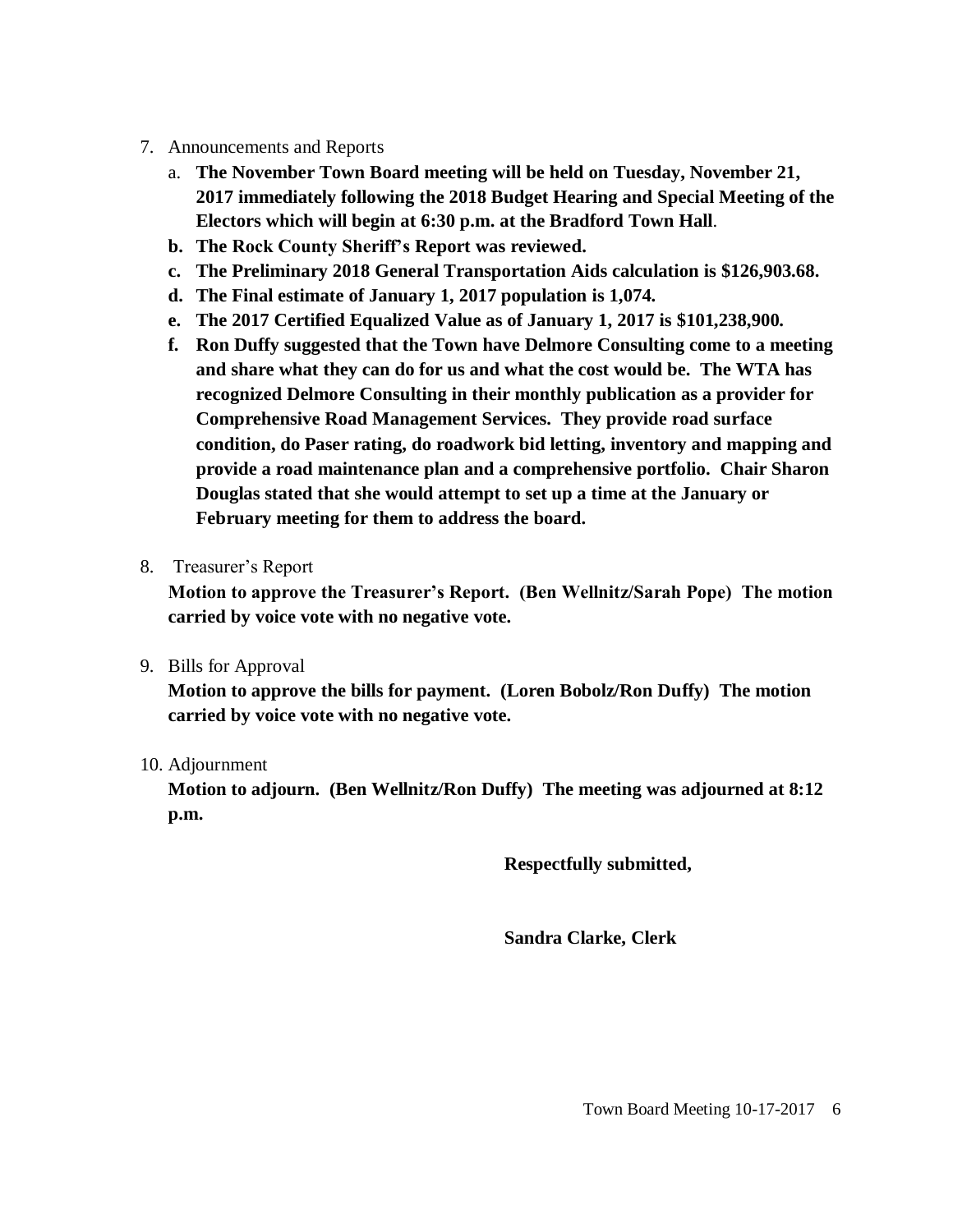7. Announcements and Reports
   a. **The November Town Board meeting will be held on Tuesday, November 21, 2017 immediately following the 2018 Budget Hearing and Special Meeting of the Electors which will begin at 6:30 p.m. at the Bradford Town Hall**.
   b. **The Rock County Sheriff's Report was reviewed.**
   c. **The Preliminary 2018 General Transportation Aids calculation is $126,903.68.**
   d. **The Final estimate of January 1, 2017 population is 1,074.**
   e. **The 2017 Certified Equalized Value as of January 1, 2017 is $101,238,900.**
   f. **Ron Duffy suggested that the Town have Delmore Consulting come to a meeting and share what they can do for us and what the cost would be. The WTA has recognized Delmore Consulting in their monthly publication as a provider for Comprehensive Road Management Services. They provide road surface condition, do Paser rating, do roadwork bid letting, inventory and mapping and provide a road maintenance plan and a comprehensive portfolio. Chair Sharon Douglas stated that she would attempt to set up a time at the January or February meeting for them to address the board.**

8. Treasurer's Report

   **Motion to approve the Treasurer's Report. (Ben Wellnitz/Sarah Pope) The motion carried by voice vote with no negative vote.**

9. Bills for Approval

   **Motion to approve the bills for payment. (Loren Bobolz/Ron Duffy) The motion carried by voice vote with no negative vote.**

10. Adjournment

    **Motion to adjourn. (Ben Wellnitz/Ron Duffy) The meeting was adjourned at 8:12 p.m.**

**Respectfully submitted,**

**Sandra Clarke, Clerk**